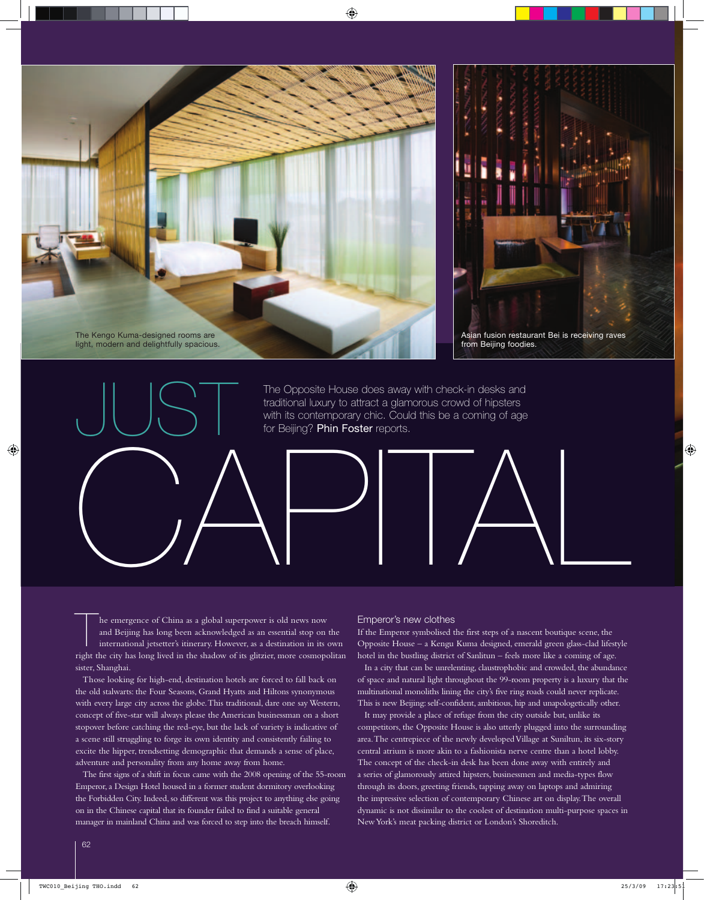The Kengo Kuma-designed rooms are light, modern and delightfully spacious.

Asian fusion restaurant Bei is receiving raves from Beijing foodies.

# JUST CAPITAL

The Opposite House does away with check-in desks and traditional luxury to attract a glamorous crowd of hipsters with its contemporary chic. Could this be a coming of age for Beijing? **Phin Foster** reports.

The emergence of China as a global superpower is old news now and Beijing has long been acknowledged as an essential stop on the international jetsetter's itinerary. However, as a destination in its own right the city has long lived in the shadow of its glitzier, more cosmopolitan sister, Shanghai.

Those looking for high-end, destination hotels are forced to fall back on the old stalwarts: the Four Seasons, Grand Hyatts and Hiltons synonymous with every large city across the globe. This traditional, dare one say Western, concept of five-star will always please the American businessman on a short stopover before catching the red-eye, but the lack of variety is indicative of a scene still struggling to forge its own identity and consistently failing to excite the hipper, trendsetting demographic that demands a sense of place, adventure and personality from any home away from home.

The first signs of a shift in focus came with the 2008 opening of the 55-room Emperor, a Design Hotel housed in a former student dormitory overlooking the Forbidden City. Indeed, so different was this project to anything else going on in the Chinese capital that its founder failed to find a suitable general manager in mainland China and was forced to step into the breach himself.

## Emperor's new clothes

If the Emperor symbolised the first steps of a nascent boutique scene, the Opposite House – a Kengu Kuma designed, emerald green glass-clad lifestyle hotel in the bustling district of Sanlitun – feels more like a coming of age.

In a city that can be unrelenting, claustrophobic and crowded, the abundance of space and natural light throughout the 99-room property is a luxury that the multinational monoliths lining the city's five ring roads could never replicate. This is new Beijing: self-confident, ambitious, hip and unapologetically other.

It may provide a place of refuge from the city outside but, unlike its competitors, the Opposite House is also utterly plugged into the surrounding area. The centrepiece of the newly developed Village at Sunlitun, its six-story central atrium is more akin to a fashionista nerve centre than a hotel lobby. The concept of the check-in desk has been done away with entirely and a series of glamorously attired hipsters, businessmen and media-types flow through its doors, greeting friends, tapping away on laptops and admiring the impressive selection of contemporary Chinese art on display. The overall dynamic is not dissimilar to the coolest of destination multi-purpose spaces in New York's meat packing district or London's Shoreditch.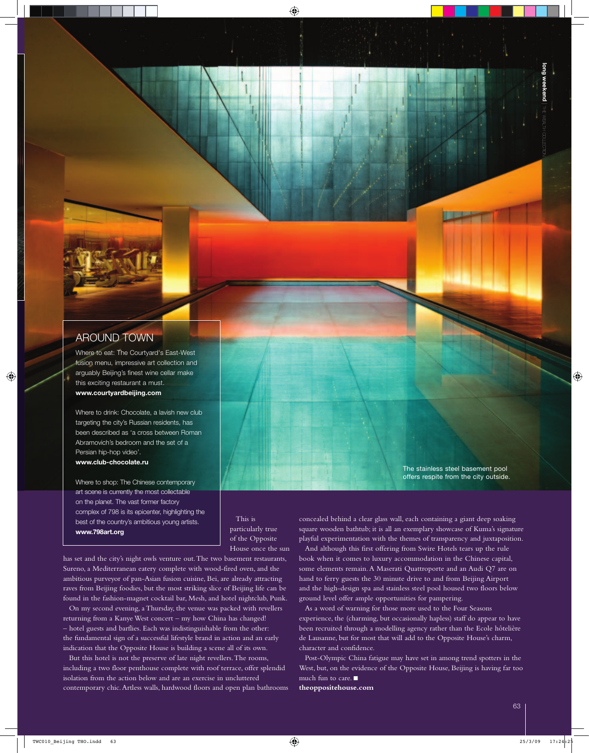## AROUND TOWN

Where to eat: The Courtyard's East-West fusion menu, impressive art collection and arguably Beijing's finest wine cellar make this exciting restaurant a must.
**www.courtyardbeijing.com**

Where to drink: Chocolate, a lavish new club targeting the city's Russian residents, has been described as 'a cross between Roman Abramovich's bedroom and the set of a Persian hip-hop video'.
**www.club-chocolate.ru**

Where to shop: The Chinese contemporary art scene is currently the most collectable on the planet. The vast former factory complex of 798 is its epicenter, highlighting the best of the country's ambitious young artists.
**www.798art.org**

The stainless steel basement pool offers respite from the city outside.

This is particularly true of the Opposite House once the sun has set and the city's night owls venture out. The two basement restaurants, Sureno, a Mediterranean eatery complete with wood-fired oven, and the ambitious purveyor of pan-Asian fusion cuisine, Bei, are already attracting raves from Beijing foodies, but the most striking slice of Beijing life can be found in the fashion-magnet cocktail bar, Mesh, and hotel nightclub, Punk.

On my second evening, a Thursday, the venue was packed with revellers returning from a Kanye West concert – my how China has changed! – hotel guests and barflies. Each was indistinguishable from the other: the fundamental sign of a successful lifestyle brand in action and an early indication that the Opposite House is building a scene all of its own.

But this hotel is not the preserve of late night revellers. The rooms, including a two floor penthouse complete with roof terrace, offer splendid isolation from the action below and are an exercise in uncluttered contemporary chic. Artless walls, hardwood floors and open plan bathrooms concealed behind a clear glass wall, each containing a giant deep soaking square wooden bathtub; it is all an exemplary showcase of Kuma's signature playful experimentation with the themes of transparency and juxtaposition.

And although this first offering from Swire Hotels tears up the rule book when it comes to luxury accommodation in the Chinese capital, some elements remain. A Maserati Quattroporte and an Audi Q7 are on hand to ferry guests the 30 minute drive to and from Beijing Airport and the high-design spa and stainless steel pool housed two floors below ground level offer ample opportunities for pampering.

As a word of warning for those more used to the Four Seasons experience, the (charming, but occasionally hapless) staff do appear to have been recruited through a modelling agency rather than the Ecole hôtelière de Lausanne, but for most that will add to the Opposite House's charm, character and confidence.

Post-Olympic China fatigue may have set in among trend spotters in the West, but, on the evidence of the Opposite House, Beijing is having far too much fun to care. ■

**theoppositehouse.com**